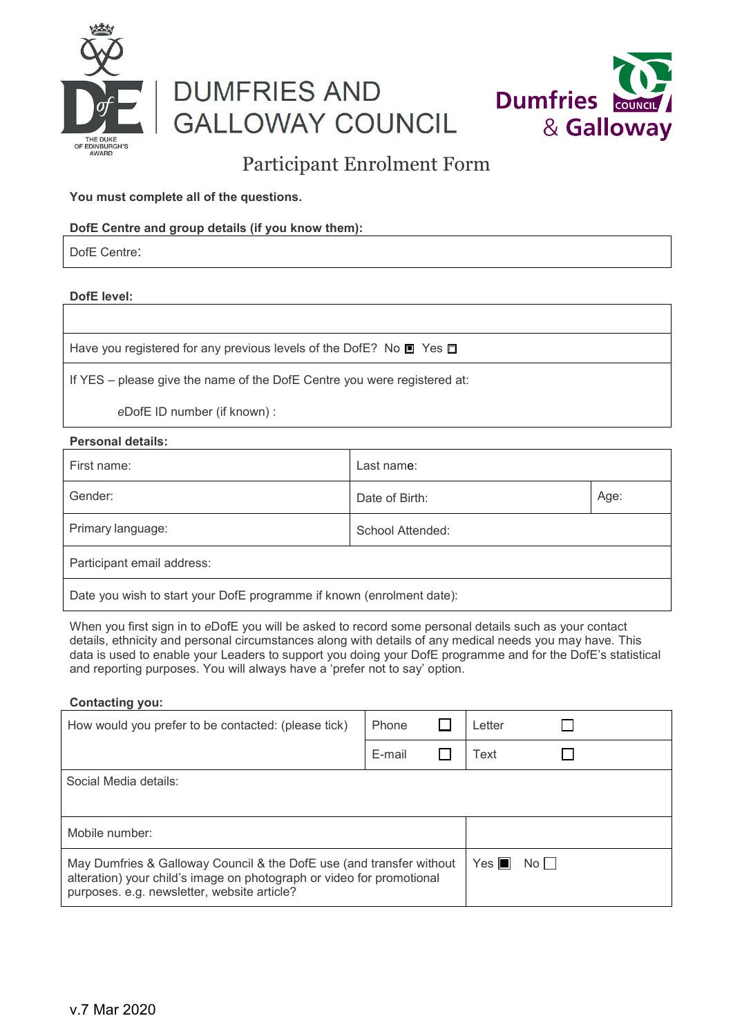# DUMFRIES AND GALLOWAY COUNCIL

## Participant Enrolment Form

**You must complete all of the questions.**

**DofE Centre and group details (if you know them):**

| DofE Centre: |
|---|

**DofE level:**

| |
|---|
| Have you registered for any previous levels of the DofE? No ☒ Yes ☐ |
| If YES – please give the name of the DofE Centre you were registered at:<br><br>*e*DofE ID number (if known) : |

**Personal details:**

| First name: | Last name: | |
|---|---|---|
| Gender: | Date of Birth: | Age: |
| Primary language: | School Attended: | |
| Participant email address: | | |
| Date you wish to start your DofE programme if known (enrolment date): | | |

When you first sign in to *e*DofE you will be asked to record some personal details such as your contact details, ethnicity and personal circumstances along with details of any medical needs you may have. This data is used to enable your Leaders to support you doing your DofE programme and for the DofE's statistical and reporting purposes. You will always have a 'prefer not to say' option.

**Contacting you:**

| How would you prefer to be contacted: (please tick) | Phone ☐ | Letter ☐ |
|---|---|---|
| | E-mail ☐ | Text ☐ |
| Social Media details: | | |
| Mobile number: | | |
| May Dumfries & Galloway Council & the DofE use (and transfer without alteration) your child's image on photograph or video for promotional purposes. e.g. newsletter, website article? | Yes ☒ No ☐ | |

v.7 Mar 2020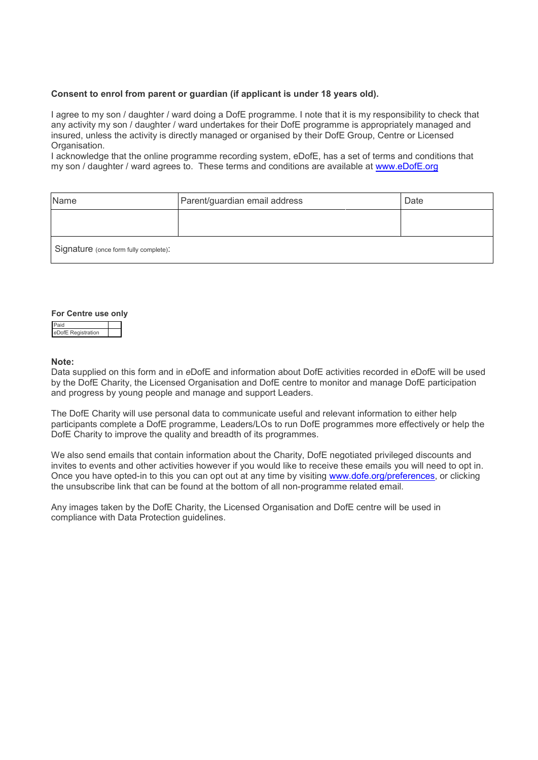**Consent to enrol from parent or guardian (if applicant is under 18 years old).**

I agree to my son / daughter / ward doing a DofE programme. I note that it is my responsibility to check that any activity my son / daughter / ward undertakes for their DofE programme is appropriately managed and insured, unless the activity is directly managed or organised by their DofE Group, Centre or Licensed Organisation.
I acknowledge that the online programme recording system, eDofE, has a set of terms and conditions that my son / daughter / ward agrees to. These terms and conditions are available at www.eDofE.org

| Name | Parent/guardian email address | Date |
|---|---|---|
| | | |
| Signature (once form fully complete): | | |

**For Centre use only**

| | |
|---|---|
| Paid | |
| eDofE Registration | |

**Note:**
Data supplied on this form and in *e*DofE and information about DofE activities recorded in *e*DofE will be used by the DofE Charity, the Licensed Organisation and DofE centre to monitor and manage DofE participation and progress by young people and manage and support Leaders.

The DofE Charity will use personal data to communicate useful and relevant information to either help participants complete a DofE programme, Leaders/LOs to run DofE programmes more effectively or help the DofE Charity to improve the quality and breadth of its programmes.

We also send emails that contain information about the Charity, DofE negotiated privileged discounts and invites to events and other activities however if you would like to receive these emails you will need to opt in. Once you have opted-in to this you can opt out at any time by visiting www.dofe.org/preferences, or clicking the unsubscribe link that can be found at the bottom of all non-programme related email.

Any images taken by the DofE Charity, the Licensed Organisation and DofE centre will be used in compliance with Data Protection guidelines.